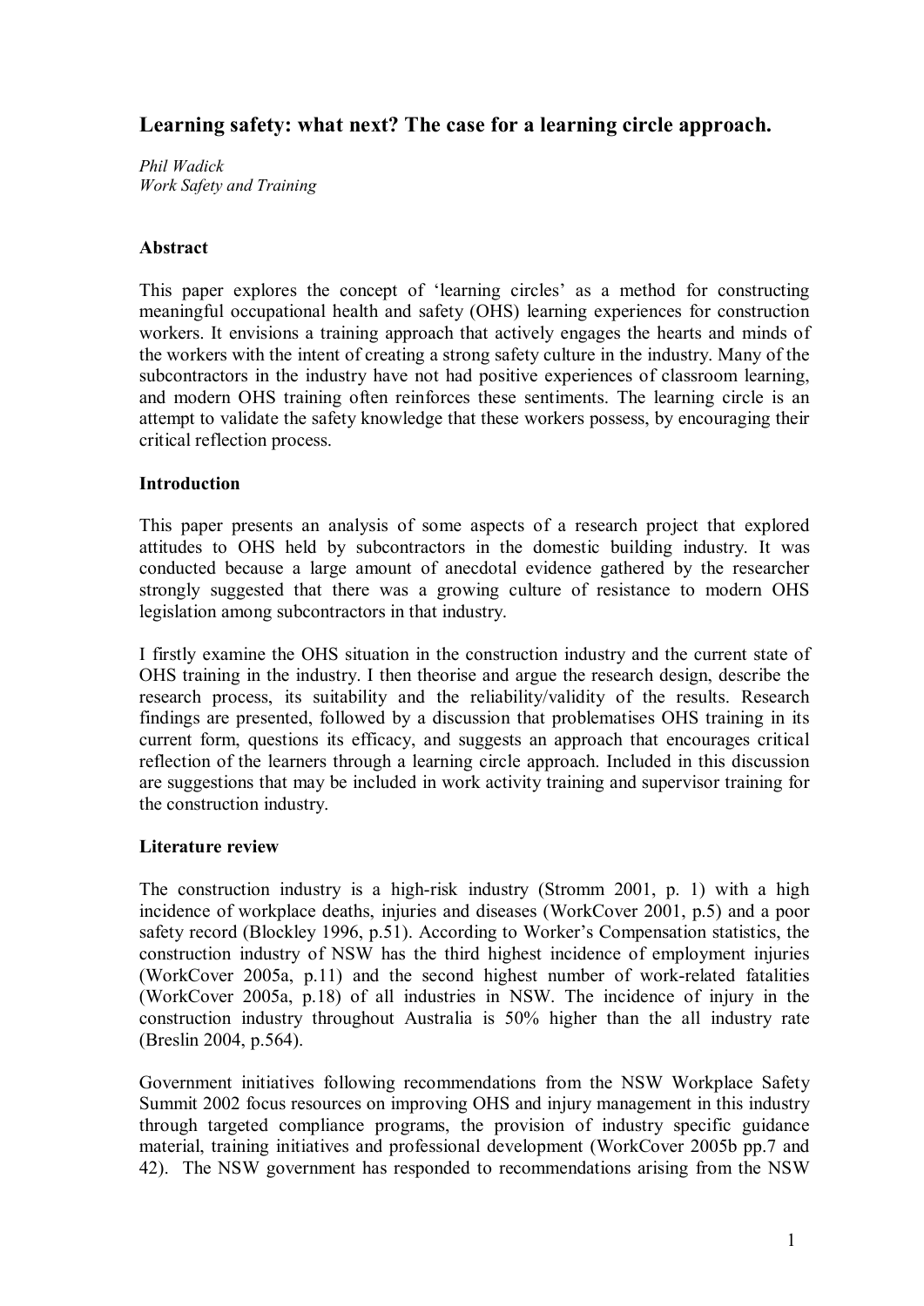# Learning safety: what next? The case for a learning circle approach.

*Phil Wadick*
*Work Safety and Training*

## Abstract

This paper explores the concept of 'learning circles' as a method for constructing meaningful occupational health and safety (OHS) learning experiences for construction workers. It envisions a training approach that actively engages the hearts and minds of the workers with the intent of creating a strong safety culture in the industry. Many of the subcontractors in the industry have not had positive experiences of classroom learning, and modern OHS training often reinforces these sentiments. The learning circle is an attempt to validate the safety knowledge that these workers possess, by encouraging their critical reflection process.

## Introduction

This paper presents an analysis of some aspects of a research project that explored attitudes to OHS held by subcontractors in the domestic building industry. It was conducted because a large amount of anecdotal evidence gathered by the researcher strongly suggested that there was a growing culture of resistance to modern OHS legislation among subcontractors in that industry.

I firstly examine the OHS situation in the construction industry and the current state of OHS training in the industry. I then theorise and argue the research design, describe the research process, its suitability and the reliability/validity of the results. Research findings are presented, followed by a discussion that problematises OHS training in its current form, questions its efficacy, and suggests an approach that encourages critical reflection of the learners through a learning circle approach. Included in this discussion are suggestions that may be included in work activity training and supervisor training for the construction industry.

## Literature review

The construction industry is a high-risk industry (Stromm 2001, p. 1) with a high incidence of workplace deaths, injuries and diseases (WorkCover 2001, p.5) and a poor safety record (Blockley 1996, p.51). According to Worker's Compensation statistics, the construction industry of NSW has the third highest incidence of employment injuries (WorkCover 2005a, p.11) and the second highest number of work-related fatalities (WorkCover 2005a, p.18) of all industries in NSW. The incidence of injury in the construction industry throughout Australia is 50% higher than the all industry rate (Breslin 2004, p.564).

Government initiatives following recommendations from the NSW Workplace Safety Summit 2002 focus resources on improving OHS and injury management in this industry through targeted compliance programs, the provision of industry specific guidance material, training initiatives and professional development (WorkCover 2005b pp.7 and 42). The NSW government has responded to recommendations arising from the NSW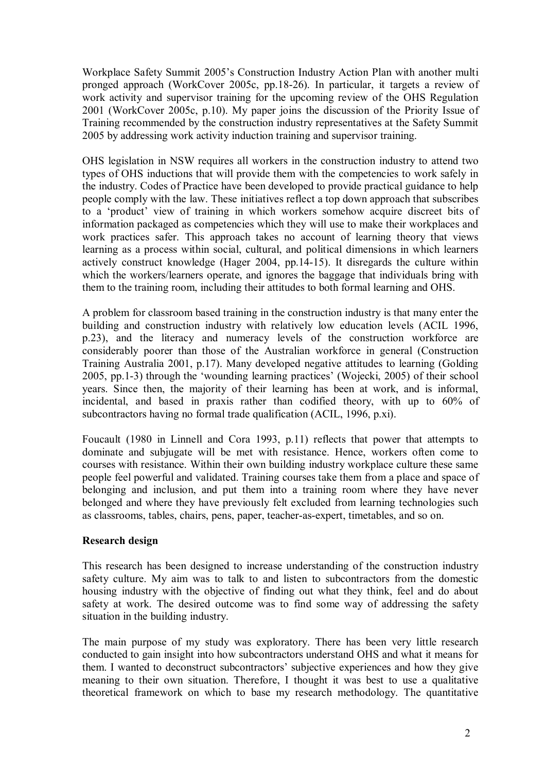Workplace Safety Summit 2005's Construction Industry Action Plan with another multi pronged approach (WorkCover 2005c, pp.18-26). In particular, it targets a review of work activity and supervisor training for the upcoming review of the OHS Regulation 2001 (WorkCover 2005c, p.10). My paper joins the discussion of the Priority Issue of Training recommended by the construction industry representatives at the Safety Summit 2005 by addressing work activity induction training and supervisor training.

OHS legislation in NSW requires all workers in the construction industry to attend two types of OHS inductions that will provide them with the competencies to work safely in the industry. Codes of Practice have been developed to provide practical guidance to help people comply with the law. These initiatives reflect a top down approach that subscribes to a 'product' view of training in which workers somehow acquire discreet bits of information packaged as competencies which they will use to make their workplaces and work practices safer. This approach takes no account of learning theory that views learning as a process within social, cultural, and political dimensions in which learners actively construct knowledge (Hager 2004, pp.14-15). It disregards the culture within which the workers/learners operate, and ignores the baggage that individuals bring with them to the training room, including their attitudes to both formal learning and OHS.

A problem for classroom based training in the construction industry is that many enter the building and construction industry with relatively low education levels (ACIL 1996, p.23), and the literacy and numeracy levels of the construction workforce are considerably poorer than those of the Australian workforce in general (Construction Training Australia 2001, p.17). Many developed negative attitudes to learning (Golding 2005, pp.1-3) through the 'wounding learning practices' (Wojecki, 2005) of their school years. Since then, the majority of their learning has been at work, and is informal, incidental, and based in praxis rather than codified theory, with up to 60% of subcontractors having no formal trade qualification (ACIL, 1996, p.xi).

Foucault (1980 in Linnell and Cora 1993, p.11) reflects that power that attempts to dominate and subjugate will be met with resistance. Hence, workers often come to courses with resistance. Within their own building industry workplace culture these same people feel powerful and validated. Training courses take them from a place and space of belonging and inclusion, and put them into a training room where they have never belonged and where they have previously felt excluded from learning technologies such as classrooms, tables, chairs, pens, paper, teacher-as-expert, timetables, and so on.

**Research design**

This research has been designed to increase understanding of the construction industry safety culture. My aim was to talk to and listen to subcontractors from the domestic housing industry with the objective of finding out what they think, feel and do about safety at work. The desired outcome was to find some way of addressing the safety situation in the building industry.

The main purpose of my study was exploratory. There has been very little research conducted to gain insight into how subcontractors understand OHS and what it means for them. I wanted to deconstruct subcontractors' subjective experiences and how they give meaning to their own situation. Therefore, I thought it was best to use a qualitative theoretical framework on which to base my research methodology. The quantitative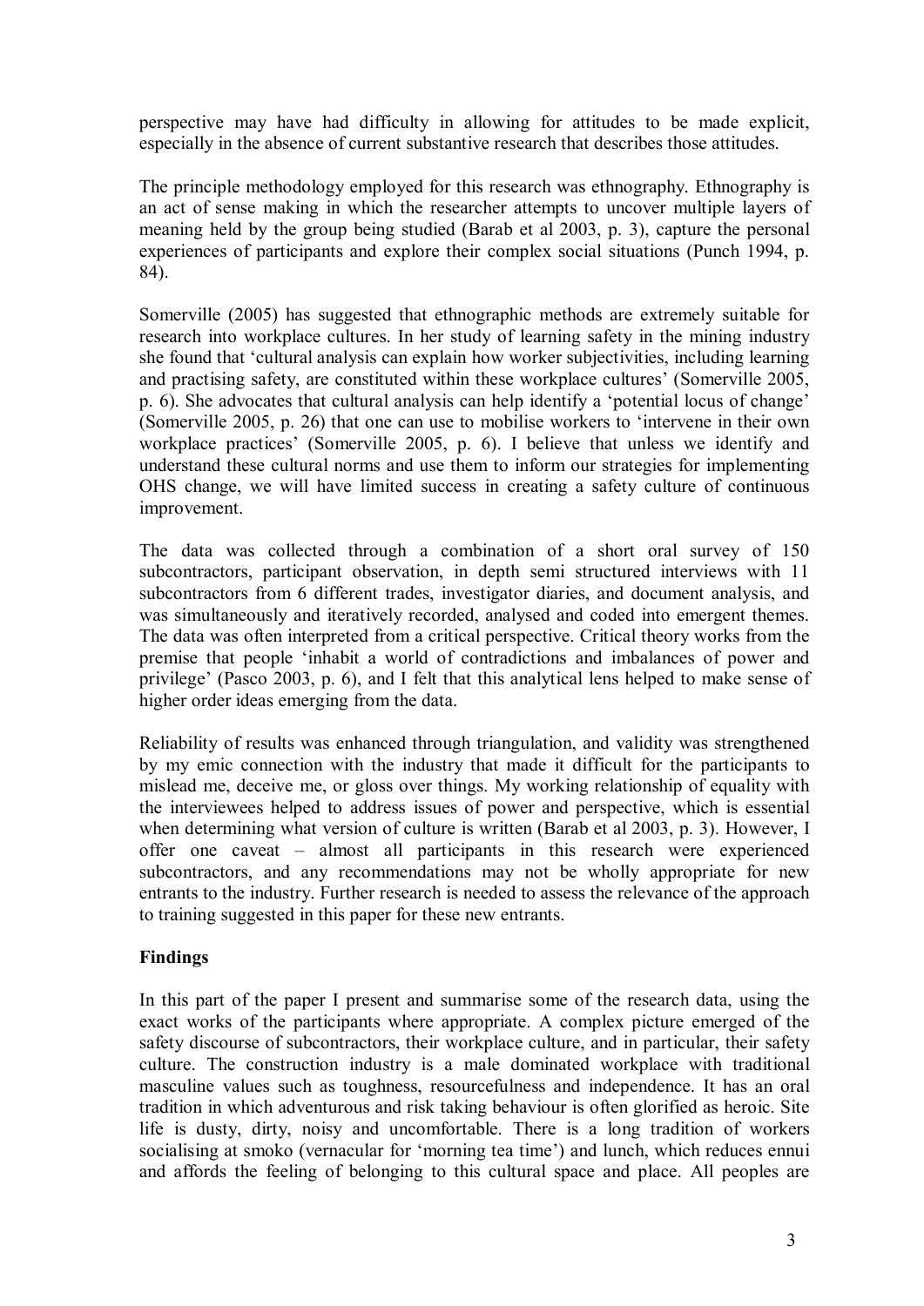perspective may have had difficulty in allowing for attitudes to be made explicit, especially in the absence of current substantive research that describes those attitudes.

The principle methodology employed for this research was ethnography. Ethnography is an act of sense making in which the researcher attempts to uncover multiple layers of meaning held by the group being studied (Barab et al 2003, p. 3), capture the personal experiences of participants and explore their complex social situations (Punch 1994, p. 84).

Somerville (2005) has suggested that ethnographic methods are extremely suitable for research into workplace cultures. In her study of learning safety in the mining industry she found that 'cultural analysis can explain how worker subjectivities, including learning and practising safety, are constituted within these workplace cultures' (Somerville 2005, p. 6). She advocates that cultural analysis can help identify a 'potential locus of change' (Somerville 2005, p. 26) that one can use to mobilise workers to 'intervene in their own workplace practices' (Somerville 2005, p. 6). I believe that unless we identify and understand these cultural norms and use them to inform our strategies for implementing OHS change, we will have limited success in creating a safety culture of continuous improvement.

The data was collected through a combination of a short oral survey of 150 subcontractors, participant observation, in depth semi structured interviews with 11 subcontractors from 6 different trades, investigator diaries, and document analysis, and was simultaneously and iteratively recorded, analysed and coded into emergent themes. The data was often interpreted from a critical perspective. Critical theory works from the premise that people 'inhabit a world of contradictions and imbalances of power and privilege' (Pasco 2003, p. 6), and I felt that this analytical lens helped to make sense of higher order ideas emerging from the data.

Reliability of results was enhanced through triangulation, and validity was strengthened by my emic connection with the industry that made it difficult for the participants to mislead me, deceive me, or gloss over things. My working relationship of equality with the interviewees helped to address issues of power and perspective, which is essential when determining what version of culture is written (Barab et al 2003, p. 3). However, I offer one caveat – almost all participants in this research were experienced subcontractors, and any recommendations may not be wholly appropriate for new entrants to the industry. Further research is needed to assess the relevance of the approach to training suggested in this paper for these new entrants.

## Findings

In this part of the paper I present and summarise some of the research data, using the exact works of the participants where appropriate. A complex picture emerged of the safety discourse of subcontractors, their workplace culture, and in particular, their safety culture. The construction industry is a male dominated workplace with traditional masculine values such as toughness, resourcefulness and independence. It has an oral tradition in which adventurous and risk taking behaviour is often glorified as heroic. Site life is dusty, dirty, noisy and uncomfortable. There is a long tradition of workers socialising at smoko (vernacular for 'morning tea time') and lunch, which reduces ennui and affords the feeling of belonging to this cultural space and place. All peoples are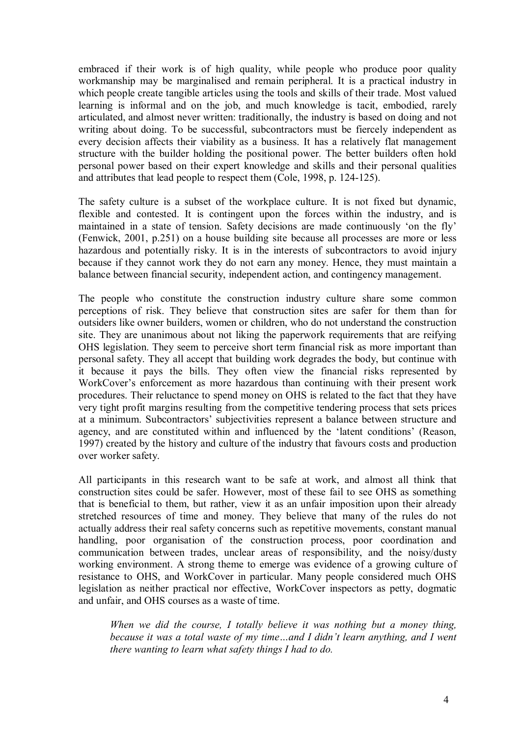embraced if their work is of high quality, while people who produce poor quality workmanship may be marginalised and remain peripheral. It is a practical industry in which people create tangible articles using the tools and skills of their trade. Most valued learning is informal and on the job, and much knowledge is tacit, embodied, rarely articulated, and almost never written: traditionally, the industry is based on doing and not writing about doing. To be successful, subcontractors must be fiercely independent as every decision affects their viability as a business. It has a relatively flat management structure with the builder holding the positional power. The better builders often hold personal power based on their expert knowledge and skills and their personal qualities and attributes that lead people to respect them (Cole, 1998, p. 124-125).

The safety culture is a subset of the workplace culture. It is not fixed but dynamic, flexible and contested. It is contingent upon the forces within the industry, and is maintained in a state of tension. Safety decisions are made continuously 'on the fly' (Fenwick, 2001, p.251) on a house building site because all processes are more or less hazardous and potentially risky. It is in the interests of subcontractors to avoid injury because if they cannot work they do not earn any money. Hence, they must maintain a balance between financial security, independent action, and contingency management.

The people who constitute the construction industry culture share some common perceptions of risk. They believe that construction sites are safer for them than for outsiders like owner builders, women or children, who do not understand the construction site. They are unanimous about not liking the paperwork requirements that are reifying OHS legislation. They seem to perceive short term financial risk as more important than personal safety. They all accept that building work degrades the body, but continue with it because it pays the bills. They often view the financial risks represented by WorkCover's enforcement as more hazardous than continuing with their present work procedures. Their reluctance to spend money on OHS is related to the fact that they have very tight profit margins resulting from the competitive tendering process that sets prices at a minimum. Subcontractors' subjectivities represent a balance between structure and agency, and are constituted within and influenced by the 'latent conditions' (Reason, 1997) created by the history and culture of the industry that favours costs and production over worker safety.

All participants in this research want to be safe at work, and almost all think that construction sites could be safer. However, most of these fail to see OHS as something that is beneficial to them, but rather, view it as an unfair imposition upon their already stretched resources of time and money. They believe that many of the rules do not actually address their real safety concerns such as repetitive movements, constant manual handling, poor organisation of the construction process, poor coordination and communication between trades, unclear areas of responsibility, and the noisy/dusty working environment. A strong theme to emerge was evidence of a growing culture of resistance to OHS, and WorkCover in particular. Many people considered much OHS legislation as neither practical nor effective, WorkCover inspectors as petty, dogmatic and unfair, and OHS courses as a waste of time.

> *When we did the course, I totally believe it was nothing but a money thing, because it was a total waste of my time…and I didn't learn anything, and I went there wanting to learn what safety things I had to do.*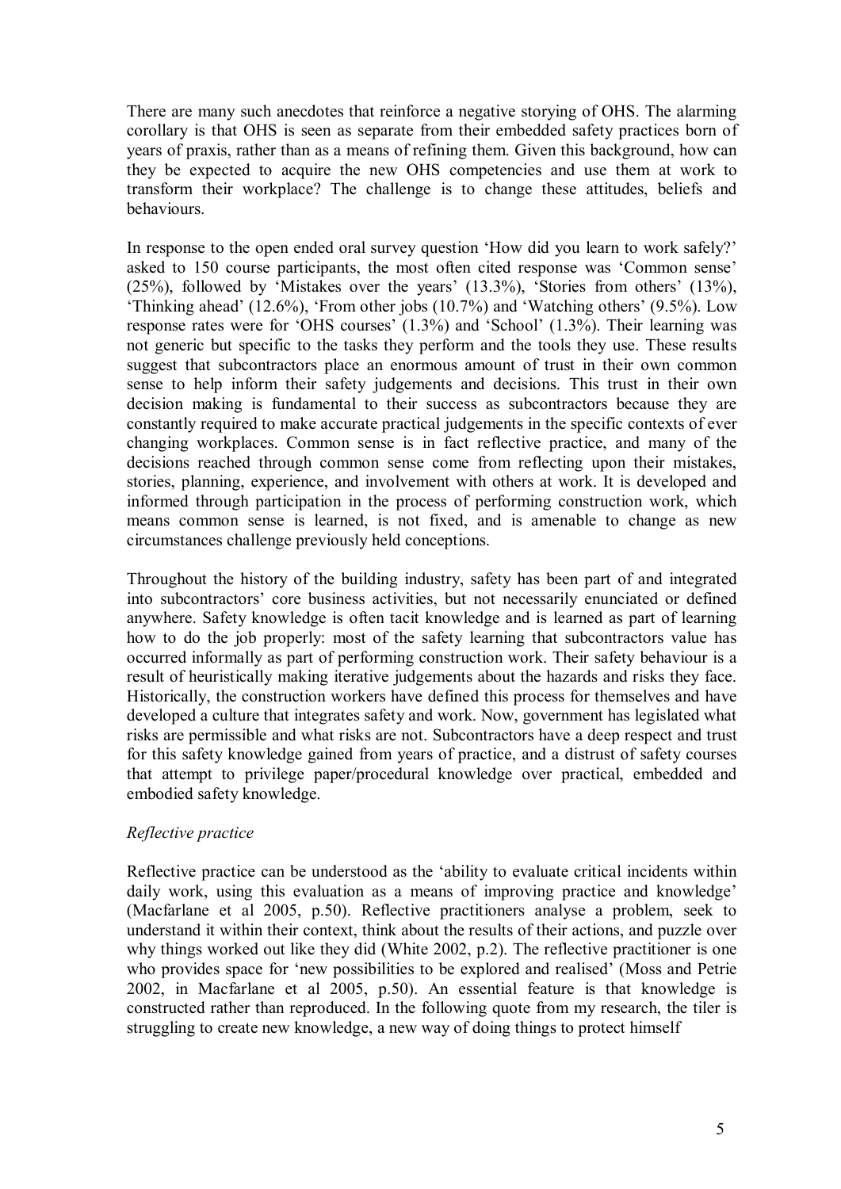There are many such anecdotes that reinforce a negative storying of OHS. The alarming corollary is that OHS is seen as separate from their embedded safety practices born of years of praxis, rather than as a means of refining them. Given this background, how can they be expected to acquire the new OHS competencies and use them at work to transform their workplace? The challenge is to change these attitudes, beliefs and behaviours.

In response to the open ended oral survey question 'How did you learn to work safely?' asked to 150 course participants, the most often cited response was 'Common sense' (25%), followed by 'Mistakes over the years' (13.3%), 'Stories from others' (13%), 'Thinking ahead' (12.6%), 'From other jobs (10.7%) and 'Watching others' (9.5%). Low response rates were for 'OHS courses' (1.3%) and 'School' (1.3%). Their learning was not generic but specific to the tasks they perform and the tools they use. These results suggest that subcontractors place an enormous amount of trust in their own common sense to help inform their safety judgements and decisions. This trust in their own decision making is fundamental to their success as subcontractors because they are constantly required to make accurate practical judgements in the specific contexts of ever changing workplaces. Common sense is in fact reflective practice, and many of the decisions reached through common sense come from reflecting upon their mistakes, stories, planning, experience, and involvement with others at work. It is developed and informed through participation in the process of performing construction work, which means common sense is learned, is not fixed, and is amenable to change as new circumstances challenge previously held conceptions.

Throughout the history of the building industry, safety has been part of and integrated into subcontractors' core business activities, but not necessarily enunciated or defined anywhere. Safety knowledge is often tacit knowledge and is learned as part of learning how to do the job properly: most of the safety learning that subcontractors value has occurred informally as part of performing construction work. Their safety behaviour is a result of heuristically making iterative judgements about the hazards and risks they face. Historically, the construction workers have defined this process for themselves and have developed a culture that integrates safety and work. Now, government has legislated what risks are permissible and what risks are not. Subcontractors have a deep respect and trust for this safety knowledge gained from years of practice, and a distrust of safety courses that attempt to privilege paper/procedural knowledge over practical, embedded and embodied safety knowledge.

*Reflective practice*

Reflective practice can be understood as the 'ability to evaluate critical incidents within daily work, using this evaluation as a means of improving practice and knowledge' (Macfarlane et al 2005, p.50). Reflective practitioners analyse a problem, seek to understand it within their context, think about the results of their actions, and puzzle over why things worked out like they did (White 2002, p.2). The reflective practitioner is one who provides space for 'new possibilities to be explored and realised' (Moss and Petrie 2002, in Macfarlane et al 2005, p.50). An essential feature is that knowledge is constructed rather than reproduced. In the following quote from my research, the tiler is struggling to create new knowledge, a new way of doing things to protect himself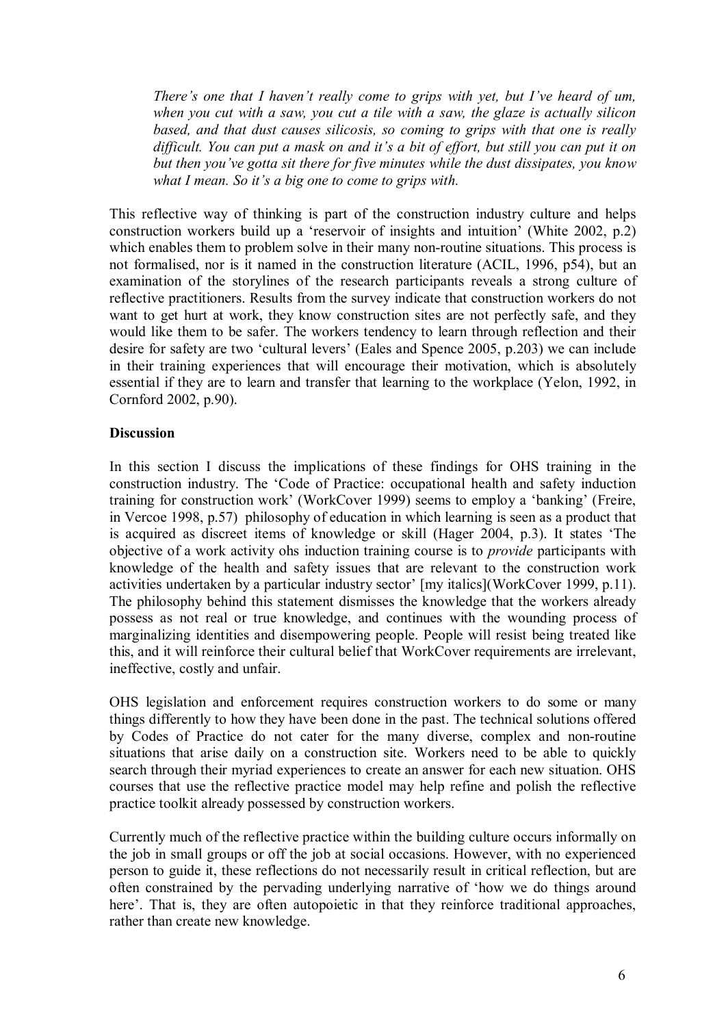> *There's one that I haven't really come to grips with yet, but I've heard of um, when you cut with a saw, you cut a tile with a saw, the glaze is actually silicon based, and that dust causes silicosis, so coming to grips with that one is really difficult. You can put a mask on and it's a bit of effort, but still you can put it on but then you've gotta sit there for five minutes while the dust dissipates, you know what I mean. So it's a big one to come to grips with.*

This reflective way of thinking is part of the construction industry culture and helps construction workers build up a 'reservoir of insights and intuition' (White 2002, p.2) which enables them to problem solve in their many non-routine situations. This process is not formalised, nor is it named in the construction literature (ACIL, 1996, p54), but an examination of the storylines of the research participants reveals a strong culture of reflective practitioners. Results from the survey indicate that construction workers do not want to get hurt at work, they know construction sites are not perfectly safe, and they would like them to be safer. The workers tendency to learn through reflection and their desire for safety are two 'cultural levers' (Eales and Spence 2005, p.203) we can include in their training experiences that will encourage their motivation, which is absolutely essential if they are to learn and transfer that learning to the workplace (Yelon, 1992, in Cornford 2002, p.90).

**Discussion**

In this section I discuss the implications of these findings for OHS training in the construction industry. The 'Code of Practice: occupational health and safety induction training for construction work' (WorkCover 1999) seems to employ a 'banking' (Freire, in Vercoe 1998, p.57) philosophy of education in which learning is seen as a product that is acquired as discreet items of knowledge or skill (Hager 2004, p.3). It states 'The objective of a work activity ohs induction training course is to *provide* participants with knowledge of the health and safety issues that are relevant to the construction work activities undertaken by a particular industry sector' [my italics](WorkCover 1999, p.11). The philosophy behind this statement dismisses the knowledge that the workers already possess as not real or true knowledge, and continues with the wounding process of marginalizing identities and disempowering people. People will resist being treated like this, and it will reinforce their cultural belief that WorkCover requirements are irrelevant, ineffective, costly and unfair.

OHS legislation and enforcement requires construction workers to do some or many things differently to how they have been done in the past. The technical solutions offered by Codes of Practice do not cater for the many diverse, complex and non-routine situations that arise daily on a construction site. Workers need to be able to quickly search through their myriad experiences to create an answer for each new situation. OHS courses that use the reflective practice model may help refine and polish the reflective practice toolkit already possessed by construction workers.

Currently much of the reflective practice within the building culture occurs informally on the job in small groups or off the job at social occasions. However, with no experienced person to guide it, these reflections do not necessarily result in critical reflection, but are often constrained by the pervading underlying narrative of 'how we do things around here'. That is, they are often autopoietic in that they reinforce traditional approaches, rather than create new knowledge.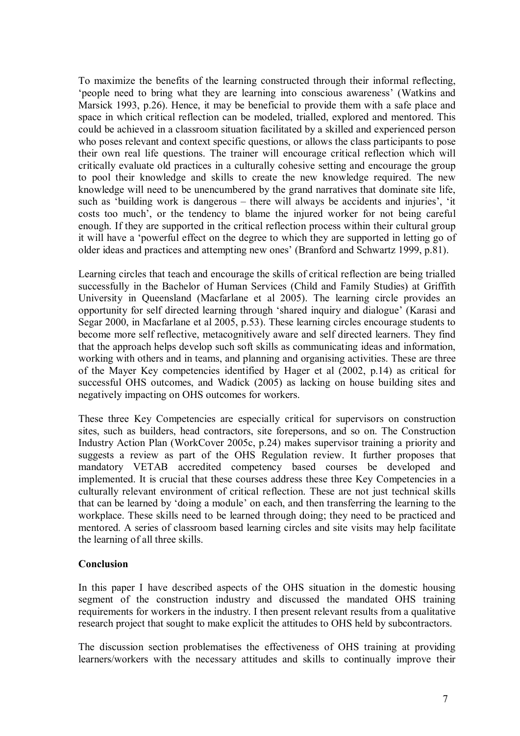To maximize the benefits of the learning constructed through their informal reflecting, 'people need to bring what they are learning into conscious awareness' (Watkins and Marsick 1993, p.26). Hence, it may be beneficial to provide them with a safe place and space in which critical reflection can be modeled, trialled, explored and mentored. This could be achieved in a classroom situation facilitated by a skilled and experienced person who poses relevant and context specific questions, or allows the class participants to pose their own real life questions. The trainer will encourage critical reflection which will critically evaluate old practices in a culturally cohesive setting and encourage the group to pool their knowledge and skills to create the new knowledge required. The new knowledge will need to be unencumbered by the grand narratives that dominate site life, such as 'building work is dangerous – there will always be accidents and injuries', 'it costs too much', or the tendency to blame the injured worker for not being careful enough. If they are supported in the critical reflection process within their cultural group it will have a 'powerful effect on the degree to which they are supported in letting go of older ideas and practices and attempting new ones' (Branford and Schwartz 1999, p.81).

Learning circles that teach and encourage the skills of critical reflection are being trialled successfully in the Bachelor of Human Services (Child and Family Studies) at Griffith University in Queensland (Macfarlane et al 2005). The learning circle provides an opportunity for self directed learning through 'shared inquiry and dialogue' (Karasi and Segar 2000, in Macfarlane et al 2005, p.53). These learning circles encourage students to become more self reflective, metacognitively aware and self directed learners. They find that the approach helps develop such soft skills as communicating ideas and information, working with others and in teams, and planning and organising activities. These are three of the Mayer Key competencies identified by Hager et al (2002, p.14) as critical for successful OHS outcomes, and Wadick (2005) as lacking on house building sites and negatively impacting on OHS outcomes for workers.

These three Key Competencies are especially critical for supervisors on construction sites, such as builders, head contractors, site forepersons, and so on. The Construction Industry Action Plan (WorkCover 2005c, p.24) makes supervisor training a priority and suggests a review as part of the OHS Regulation review. It further proposes that mandatory VETAB accredited competency based courses be developed and implemented. It is crucial that these courses address these three Key Competencies in a culturally relevant environment of critical reflection. These are not just technical skills that can be learned by 'doing a module' on each, and then transferring the learning to the workplace. These skills need to be learned through doing; they need to be practiced and mentored. A series of classroom based learning circles and site visits may help facilitate the learning of all three skills.

## Conclusion

In this paper I have described aspects of the OHS situation in the domestic housing segment of the construction industry and discussed the mandated OHS training requirements for workers in the industry. I then present relevant results from a qualitative research project that sought to make explicit the attitudes to OHS held by subcontractors.

The discussion section problematises the effectiveness of OHS training at providing learners/workers with the necessary attitudes and skills to continually improve their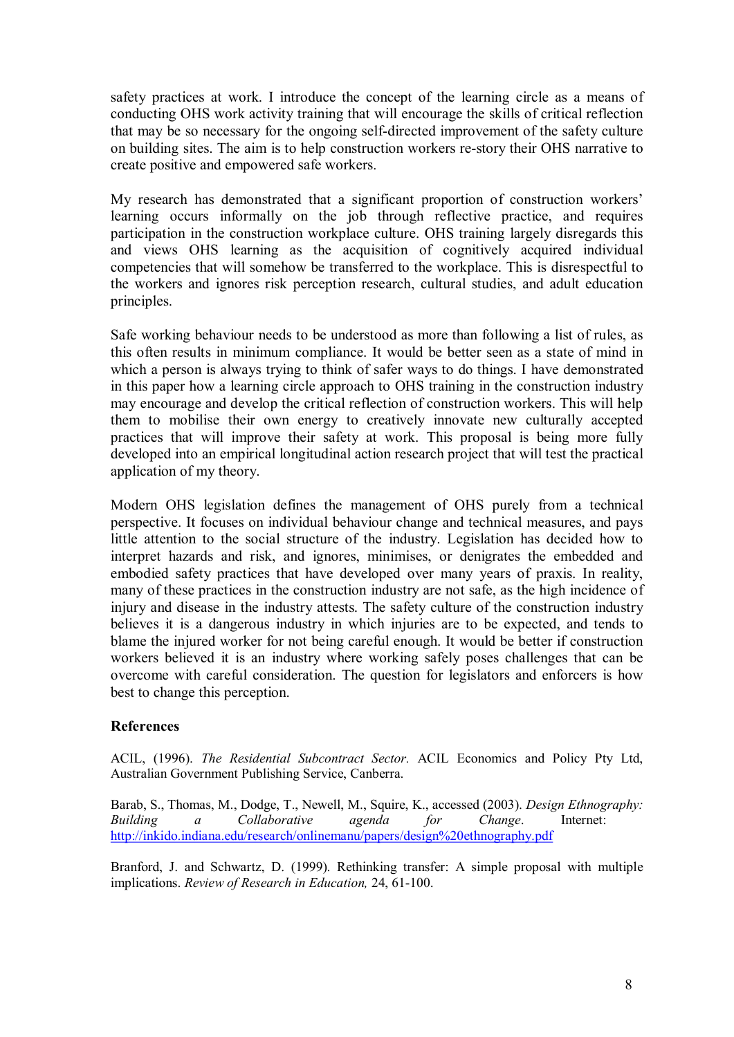safety practices at work. I introduce the concept of the learning circle as a means of conducting OHS work activity training that will encourage the skills of critical reflection that may be so necessary for the ongoing self-directed improvement of the safety culture on building sites. The aim is to help construction workers re-story their OHS narrative to create positive and empowered safe workers.

My research has demonstrated that a significant proportion of construction workers' learning occurs informally on the job through reflective practice, and requires participation in the construction workplace culture. OHS training largely disregards this and views OHS learning as the acquisition of cognitively acquired individual competencies that will somehow be transferred to the workplace. This is disrespectful to the workers and ignores risk perception research, cultural studies, and adult education principles.

Safe working behaviour needs to be understood as more than following a list of rules, as this often results in minimum compliance. It would be better seen as a state of mind in which a person is always trying to think of safer ways to do things. I have demonstrated in this paper how a learning circle approach to OHS training in the construction industry may encourage and develop the critical reflection of construction workers. This will help them to mobilise their own energy to creatively innovate new culturally accepted practices that will improve their safety at work. This proposal is being more fully developed into an empirical longitudinal action research project that will test the practical application of my theory.

Modern OHS legislation defines the management of OHS purely from a technical perspective. It focuses on individual behaviour change and technical measures, and pays little attention to the social structure of the industry. Legislation has decided how to interpret hazards and risk, and ignores, minimises, or denigrates the embedded and embodied safety practices that have developed over many years of praxis. In reality, many of these practices in the construction industry are not safe, as the high incidence of injury and disease in the industry attests. The safety culture of the construction industry believes it is a dangerous industry in which injuries are to be expected, and tends to blame the injured worker for not being careful enough. It would be better if construction workers believed it is an industry where working safely poses challenges that can be overcome with careful consideration. The question for legislators and enforcers is how best to change this perception.

## References

ACIL, (1996). *The Residential Subcontract Sector.* ACIL Economics and Policy Pty Ltd, Australian Government Publishing Service, Canberra.

Barab, S., Thomas, M., Dodge, T., Newell, M., Squire, K., accessed (2003). *Design Ethnography: Building a Collaborative agenda for Change*. Internet: http://inkido.indiana.edu/research/onlinemanu/papers/design%20ethnography.pdf

Branford, J. and Schwartz, D. (1999). Rethinking transfer: A simple proposal with multiple implications. *Review of Research in Education,* 24, 61-100.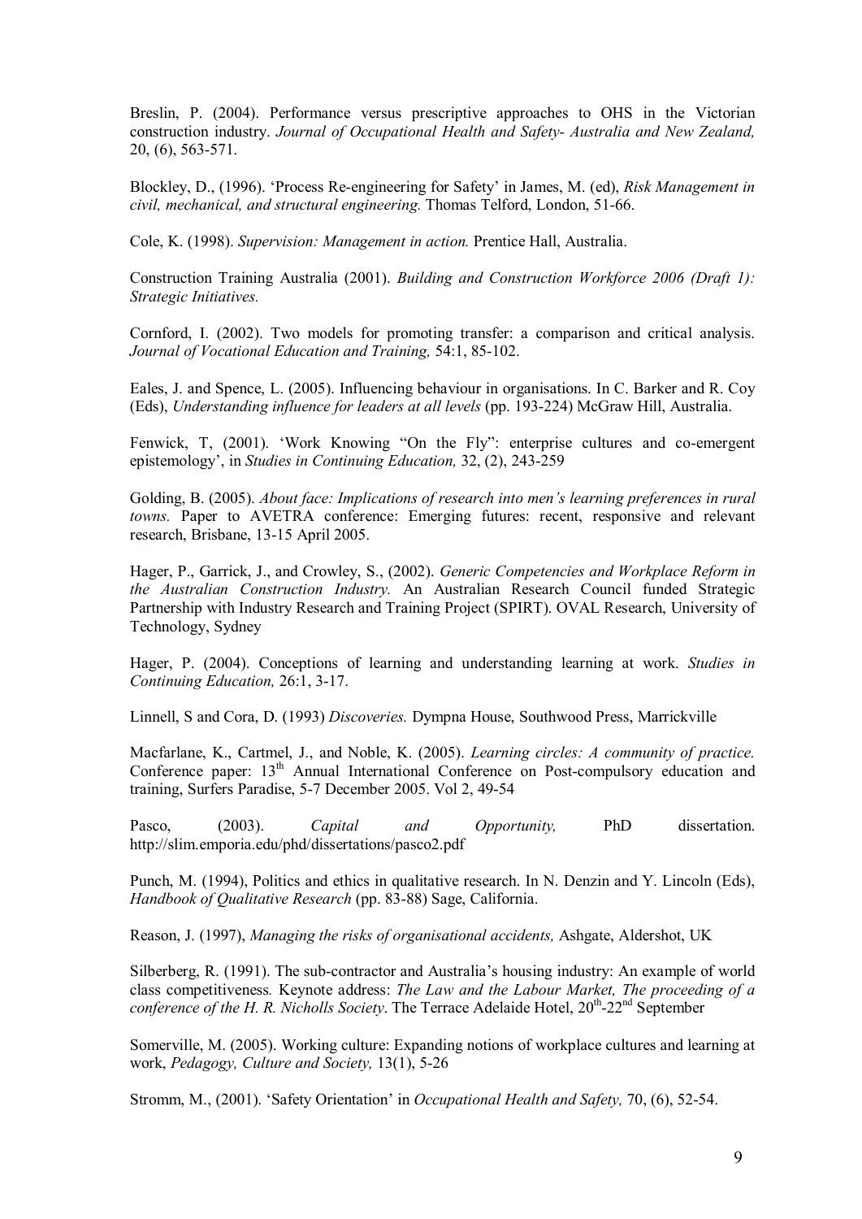Breslin, P. (2004). Performance versus prescriptive approaches to OHS in the Victorian construction industry. *Journal of Occupational Health and Safety- Australia and New Zealand,* 20, (6), 563-571.

Blockley, D., (1996). 'Process Re-engineering for Safety' in James, M. (ed), *Risk Management in civil, mechanical, and structural engineering.* Thomas Telford, London, 51-66.

Cole, K. (1998). *Supervision: Management in action.* Prentice Hall, Australia.

Construction Training Australia (2001). *Building and Construction Workforce 2006 (Draft 1): Strategic Initiatives.*

Cornford, I. (2002). Two models for promoting transfer: a comparison and critical analysis. *Journal of Vocational Education and Training,* 54:1, 85-102.

Eales, J. and Spence, L. (2005). Influencing behaviour in organisations. In C. Barker and R. Coy (Eds), *Understanding influence for leaders at all levels* (pp. 193-224) McGraw Hill, Australia.

Fenwick, T, (2001). 'Work Knowing "On the Fly": enterprise cultures and co-emergent epistemology', in *Studies in Continuing Education,* 32, (2), 243-259

Golding, B. (2005). *About face: Implications of research into men's learning preferences in rural towns.* Paper to AVETRA conference: Emerging futures: recent, responsive and relevant research, Brisbane, 13-15 April 2005.

Hager, P., Garrick, J., and Crowley, S., (2002). *Generic Competencies and Workplace Reform in the Australian Construction Industry.* An Australian Research Council funded Strategic Partnership with Industry Research and Training Project (SPIRT). OVAL Research, University of Technology, Sydney

Hager, P. (2004). Conceptions of learning and understanding learning at work. *Studies in Continuing Education,* 26:1, 3-17.

Linnell, S and Cora, D. (1993) *Discoveries.* Dympna House, Southwood Press, Marrickville

Macfarlane, K., Cartmel, J., and Noble, K. (2005). *Learning circles: A community of practice.* Conference paper: 13th Annual International Conference on Post-compulsory education and training, Surfers Paradise, 5-7 December 2005. Vol 2, 49-54

Pasco, (2003). *Capital and Opportunity,* PhD dissertation. http://slim.emporia.edu/phd/dissertations/pasco2.pdf

Punch, M. (1994), Politics and ethics in qualitative research. In N. Denzin and Y. Lincoln (Eds), *Handbook of Qualitative Research* (pp. 83-88) Sage, California.

Reason, J. (1997), *Managing the risks of organisational accidents,* Ashgate, Aldershot, UK

Silberberg, R. (1991). The sub-contractor and Australia's housing industry: An example of world class competitiveness*.* Keynote address: *The Law and the Labour Market, The proceeding of a conference of the H. R. Nicholls Society*. The Terrace Adelaide Hotel, 20th-22nd September

Somerville, M. (2005). Working culture: Expanding notions of workplace cultures and learning at work, *Pedagogy, Culture and Society,* 13(1), 5-26

Stromm, M., (2001). 'Safety Orientation' in *Occupational Health and Safety,* 70, (6), 52-54.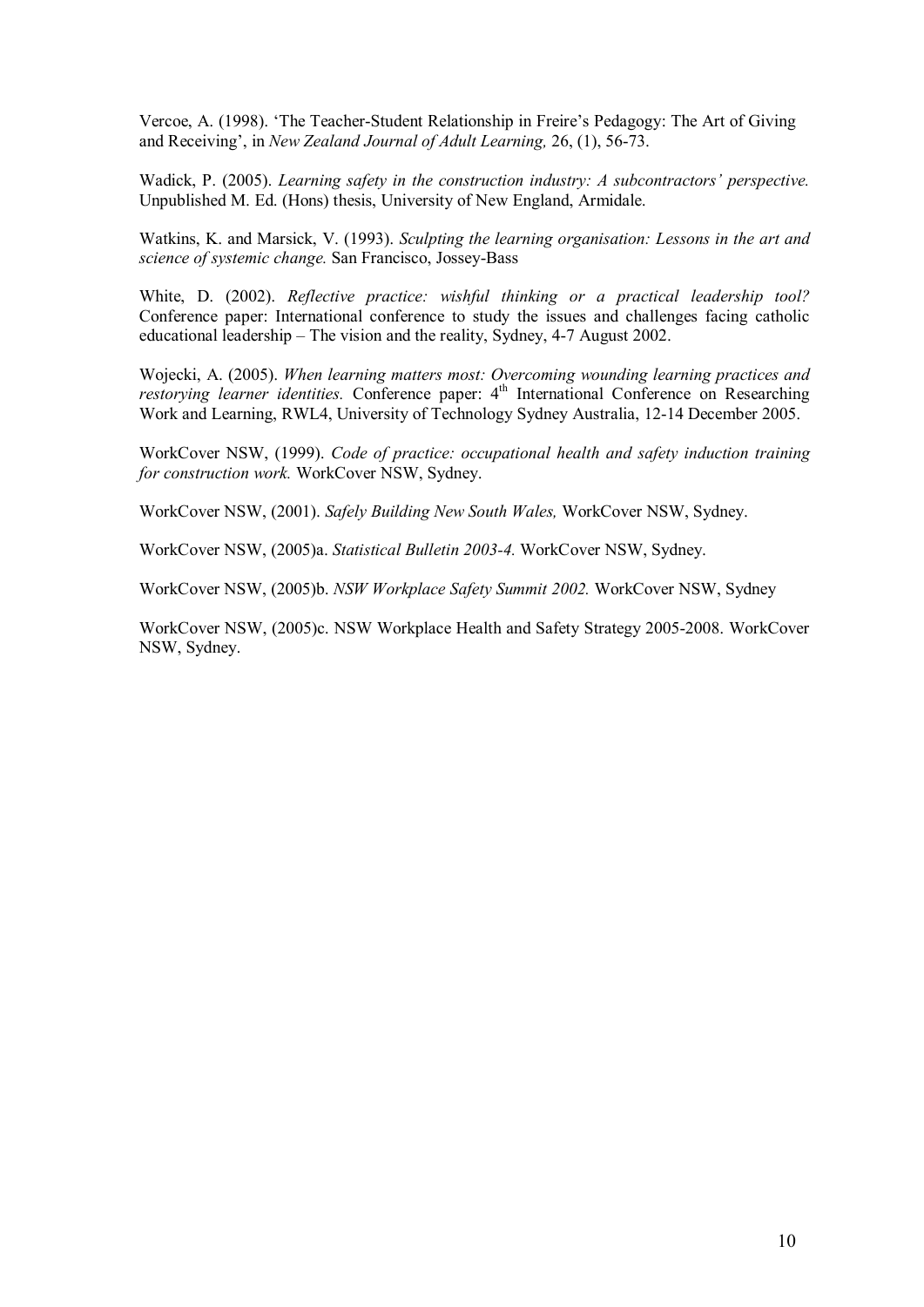Vercoe, A. (1998). 'The Teacher-Student Relationship in Freire's Pedagogy: The Art of Giving and Receiving', in *New Zealand Journal of Adult Learning,* 26, (1), 56-73.

Wadick, P. (2005). *Learning safety in the construction industry: A subcontractors' perspective.* Unpublished M. Ed. (Hons) thesis, University of New England, Armidale.

Watkins, K. and Marsick, V. (1993). *Sculpting the learning organisation: Lessons in the art and science of systemic change.* San Francisco, Jossey-Bass

White, D. (2002). *Reflective practice: wishful thinking or a practical leadership tool?* Conference paper: International conference to study the issues and challenges facing catholic educational leadership – The vision and the reality, Sydney, 4-7 August 2002.

Wojecki, A. (2005). *When learning matters most: Overcoming wounding learning practices and restorying learner identities.* Conference paper: 4th International Conference on Researching Work and Learning, RWL4, University of Technology Sydney Australia, 12-14 December 2005.

WorkCover NSW, (1999). *Code of practice: occupational health and safety induction training for construction work.* WorkCover NSW, Sydney.

WorkCover NSW, (2001). *Safely Building New South Wales,* WorkCover NSW, Sydney.

WorkCover NSW, (2005)a. *Statistical Bulletin 2003-4.* WorkCover NSW, Sydney.

WorkCover NSW, (2005)b. *NSW Workplace Safety Summit 2002.* WorkCover NSW, Sydney

WorkCover NSW, (2005)c. NSW Workplace Health and Safety Strategy 2005-2008. WorkCover NSW, Sydney.